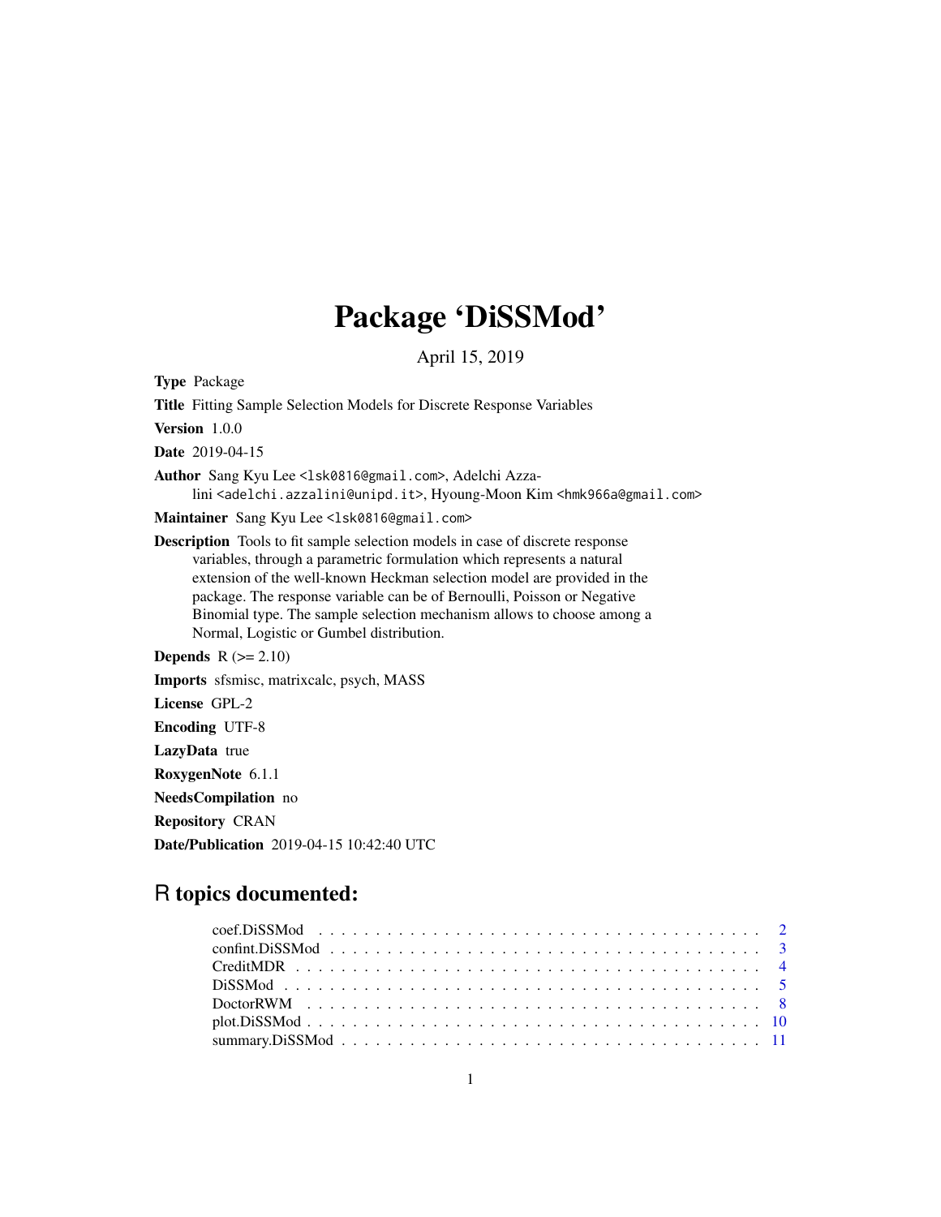# Package 'DiSSMod'

April 15, 2019

**Type** Package

**Title** Fitting Sample Selection Models for Discrete Response Variables

**Version** 1.0.0

**Date** 2019-04-15

**Author** Sang Kyu Lee <lsk0816@gmail.com>, Adelchi Azzalini <adelchi.azzalini@unipd.it>, Hyoung-Moon Kim <hmk966a@gmail.com>

**Maintainer** Sang Kyu Lee <lsk0816@gmail.com>

**Description** Tools to fit sample selection models in case of discrete response variables, through a parametric formulation which represents a natural extension of the well-known Heckman selection model are provided in the package. The response variable can be of Bernoulli, Poisson or Negative Binomial type. The sample selection mechanism allows to choose among a Normal, Logistic or Gumbel distribution.

**Depends** R (>= 2.10)

**Imports** sfsmisc, matrixcalc, psych, MASS

**License** GPL-2

**Encoding** UTF-8

**LazyData** true

**RoxygenNote** 6.1.1

**NeedsCompilation** no

**Repository** CRAN

**Date/Publication** 2019-04-15 10:42:40 UTC

## R topics documented:

- coef.DiSSMod . . . . . . . . . . . . . . . . . . . . . . . . . . . . . . . . . . . . . . . . 2
- confint.DiSSMod . . . . . . . . . . . . . . . . . . . . . . . . . . . . . . . . . . . . . . 3
- CreditMDR . . . . . . . . . . . . . . . . . . . . . . . . . . . . . . . . . . . . . . . . . 4
- DiSSMod . . . . . . . . . . . . . . . . . . . . . . . . . . . . . . . . . . . . . . . . . . 5
- DoctorRWM . . . . . . . . . . . . . . . . . . . . . . . . . . . . . . . . . . . . . . . . . 8
- plot.DiSSMod . . . . . . . . . . . . . . . . . . . . . . . . . . . . . . . . . . . . . . . . 10
- summary.DiSSMod . . . . . . . . . . . . . . . . . . . . . . . . . . . . . . . . . . . . . 11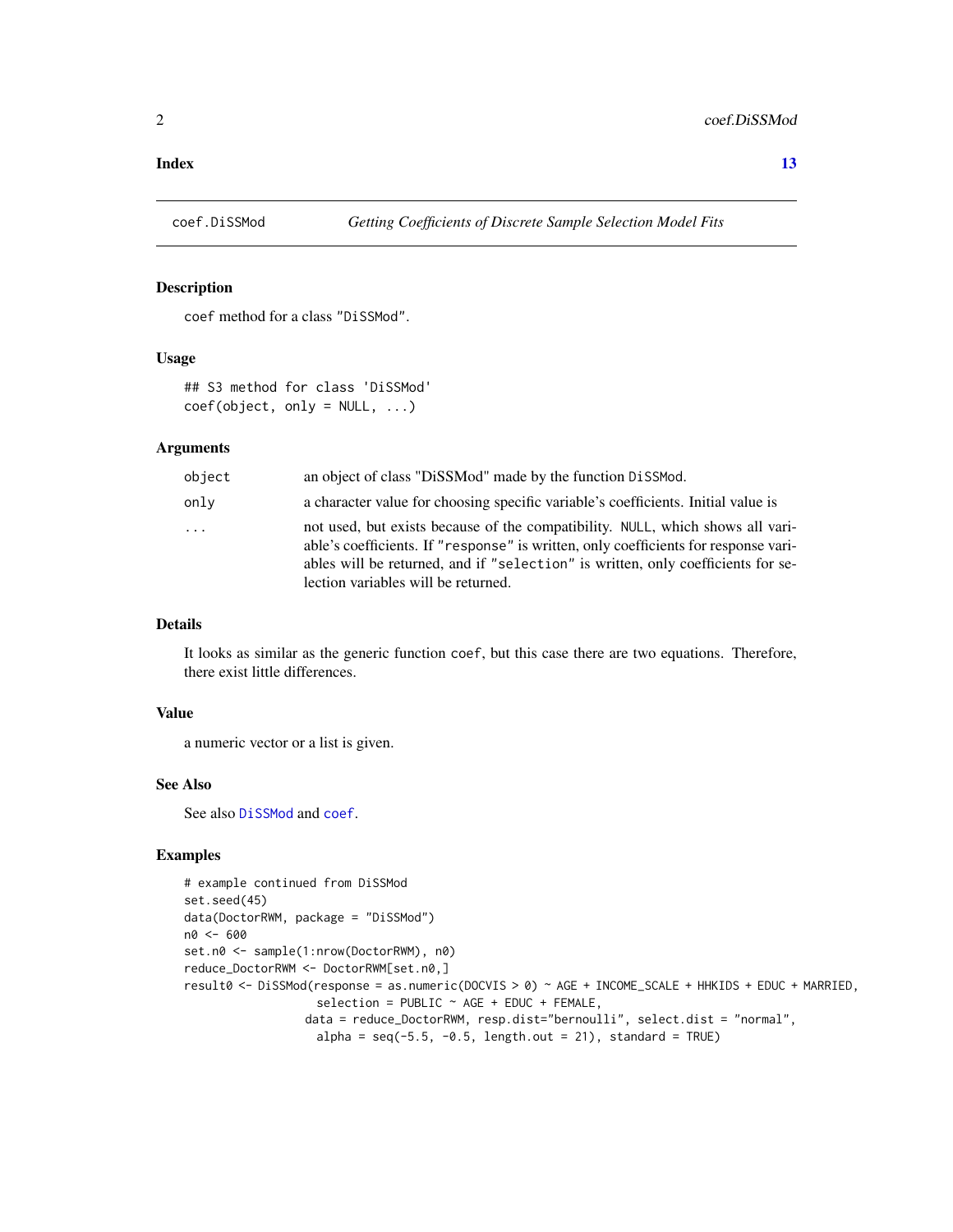**Index** **13**

---

coef.DiSSMod — *Getting Coefficients of Discrete Sample Selection Model Fits*

---

### Description

coef method for a class "DiSSMod".

### Usage

```
## S3 method for class 'DiSSMod'
coef(object, only = NULL, ...)
```

### Arguments

| | |
|---|---|
| object | an object of class "DiSSMod" made by the function DiSSMod. |
| only | a character value for choosing specific variable's coefficients. Initial value is |
| ... | not used, but exists because of the compatibility. NULL, which shows all variable's coefficients. If "response" is written, only coefficients for response variables will be returned, and if "selection" is written, only coefficients for selection variables will be returned. |

### Details

It looks as similar as the generic function coef, but this case there are two equations. Therefore, there exist little differences.

### Value

a numeric vector or a list is given.

### See Also

See also DiSSMod and coef.

### Examples

```
# example continued from DiSSMod
set.seed(45)
data(DoctorRWM, package = "DiSSMod")
n0 <- 600
set.n0 <- sample(1:nrow(DoctorRWM), n0)
reduce_DoctorRWM <- DoctorRWM[set.n0,]
result0 <- DiSSMod(response = as.numeric(DOCVIS > 0) ~ AGE + INCOME_SCALE + HHKIDS + EDUC + MARRIED,
                   selection = PUBLIC ~ AGE + EDUC + FEMALE,
                 data = reduce_DoctorRWM, resp.dist="bernoulli", select.dist = "normal",
                   alpha = seq(-5.5, -0.5, length.out = 21), standard = TRUE)
```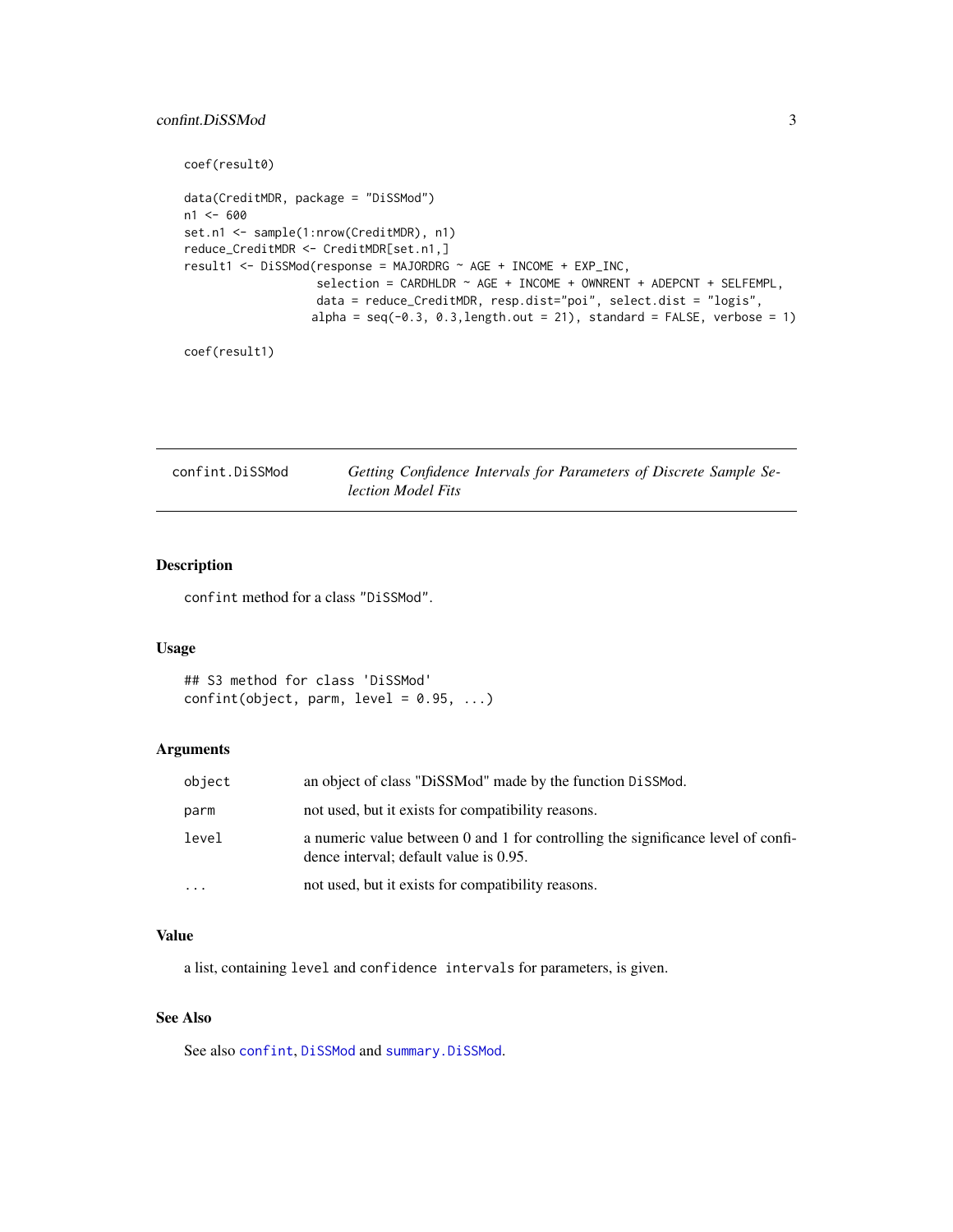```
coef(result0)

data(CreditMDR, package = "DiSSMod")
n1 <- 600
set.n1 <- sample(1:nrow(CreditMDR), n1)
reduce_CreditMDR <- CreditMDR[set.n1,]
result1 <- DiSSMod(response = MAJORDRG ~ AGE + INCOME + EXP_INC,
                   selection = CARDHLDR ~ AGE + INCOME + OWNRENT + ADEPCNT + SELFEMPL,
                   data = reduce_CreditMDR, resp.dist="poi", select.dist = "logis",
                  alpha = seq(-0.3, 0.3,length.out = 21), standard = FALSE, verbose = 1)

coef(result1)
```

---

## confint.DiSSMod — *Getting Confidence Intervals for Parameters of Discrete Sample Selection Model Fits*

---

### Description

`confint` method for a class `"DiSSMod"`.

### Usage

```
## S3 method for class 'DiSSMod'
confint(object, parm, level = 0.95, ...)
```

### Arguments

| | |
|---|---|
| `object` | an object of class "DiSSMod" made by the function `DiSSMod`. |
| `parm` | not used, but it exists for compatibility reasons. |
| `level` | a numeric value between 0 and 1 for controlling the significance level of confidence interval; default value is 0.95. |
| `...` | not used, but it exists for compatibility reasons. |

### Value

a list, containing `level` and `confidence intervals` for parameters, is given.

### See Also

See also `confint`, `DiSSMod` and `summary.DiSSMod`.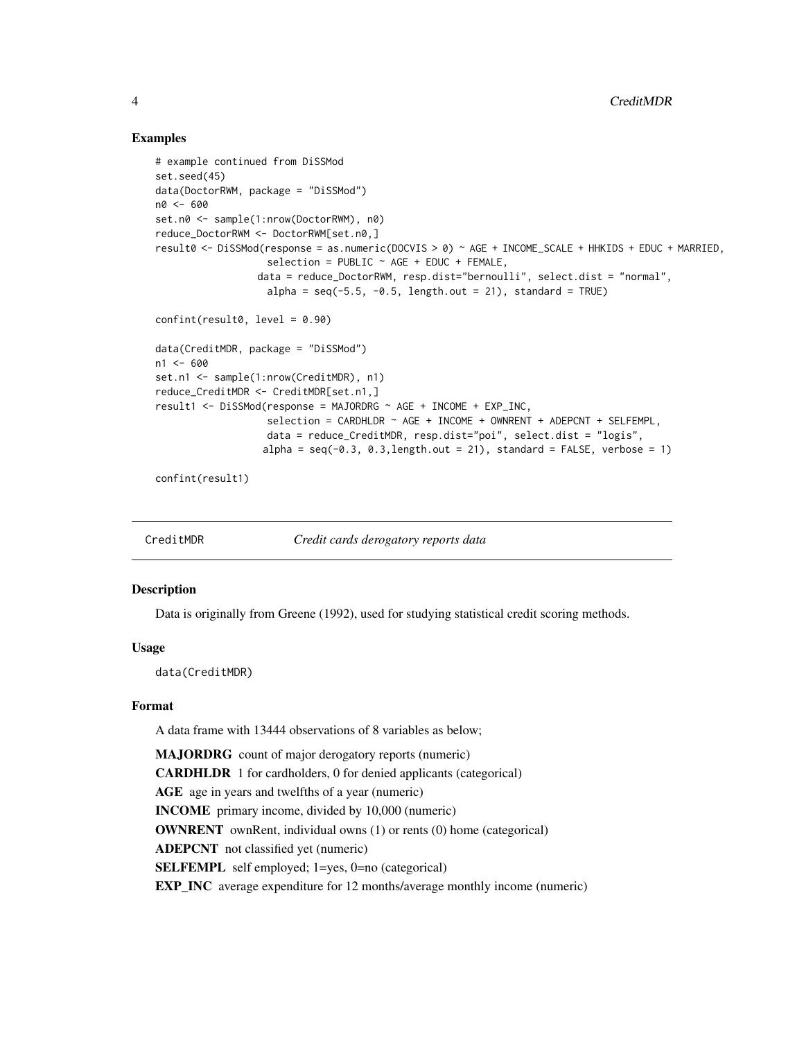## Examples

```
# example continued from DiSSMod
set.seed(45)
data(DoctorRWM, package = "DiSSMod")
n0 <- 600
set.n0 <- sample(1:nrow(DoctorRWM), n0)
reduce_DoctorRWM <- DoctorRWM[set.n0,]
result0 <- DiSSMod(response = as.numeric(DOCVIS > 0) ~ AGE + INCOME_SCALE + HHKIDS + EDUC + MARRIED,
                   selection = PUBLIC ~ AGE + EDUC + FEMALE,
                  data = reduce_DoctorRWM, resp.dist="bernoulli", select.dist = "normal",
                   alpha = seq(-5.5, -0.5, length.out = 21), standard = TRUE)

confint(result0, level = 0.90)

data(CreditMDR, package = "DiSSMod")
n1 <- 600
set.n1 <- sample(1:nrow(CreditMDR), n1)
reduce_CreditMDR <- CreditMDR[set.n1,]
result1 <- DiSSMod(response = MAJORDRG ~ AGE + INCOME + EXP_INC,
                   selection = CARDHLDR ~ AGE + INCOME + OWNRENT + ADEPCNT + SELFEMPL,
                   data = reduce_CreditMDR, resp.dist="poi", select.dist = "logis",
                  alpha = seq(-0.3, 0.3,length.out = 21), standard = FALSE, verbose = 1)

confint(result1)
```

---

CreditMDR *Credit cards derogatory reports data*

---

## Description

Data is originally from Greene (1992), used for studying statistical credit scoring methods.

## Usage

```
data(CreditMDR)
```

## Format

A data frame with 13444 observations of 8 variables as below;

**MAJORDRG** count of major derogatory reports (numeric)

**CARDHLDR** 1 for cardholders, 0 for denied applicants (categorical)

**AGE** age in years and twelfths of a year (numeric)

**INCOME** primary income, divided by 10,000 (numeric)

**OWNRENT** ownRent, individual owns (1) or rents (0) home (categorical)

**ADEPCNT** not classified yet (numeric)

**SELFEMPL** self employed; 1=yes, 0=no (categorical)

**EXP_INC** average expenditure for 12 months/average monthly income (numeric)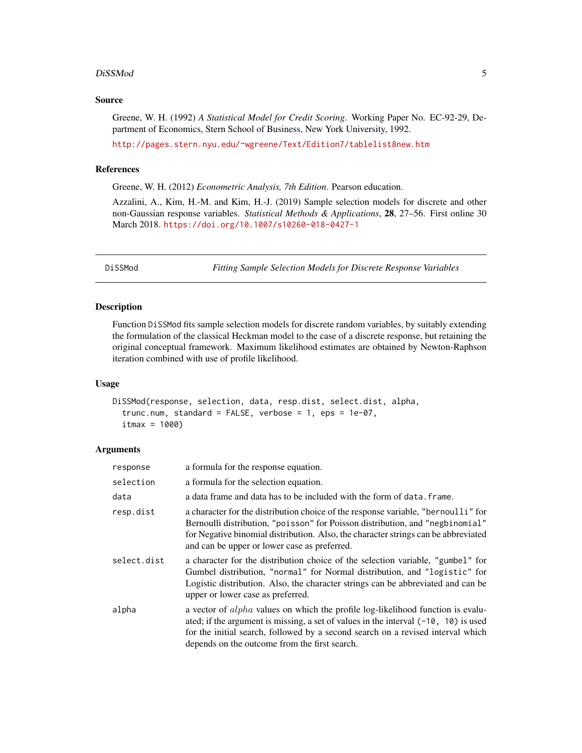## Source

Greene, W. H. (1992) *A Statistical Model for Credit Scoring*. Working Paper No. EC-92-29, Department of Economics, Stern School of Business, New York University, 1992.

http://pages.stern.nyu.edu/~wgreene/Text/Edition7/tablelist8new.htm

## References

Greene, W. H. (2012) *Econometric Analysis, 7th Edition*. Pearson education.

Azzalini, A., Kim, H.-M. and Kim, H.-J. (2019) Sample selection models for discrete and other non-Gaussian response variables. *Statistical Methods & Applications*, **28**, 27–56. First online 30 March 2018. https://doi.org/10.1007/s10260-018-0427-1

---

# DiSSMod — *Fitting Sample Selection Models for Discrete Response Variables*

---

## Description

Function `DiSSMod` fits sample selection models for discrete random variables, by suitably extending the formulation of the classical Heckman model to the case of a discrete response, but retaining the original conceptual framework. Maximum likelihood estimates are obtained by Newton-Raphson iteration combined with use of profile likelihood.

## Usage

```
DiSSMod(response, selection, data, resp.dist, select.dist, alpha,
  trunc.num, standard = FALSE, verbose = 1, eps = 1e-07,
  itmax = 1000)
```

## Arguments

| | |
|---|---|
| `response` | a formula for the response equation. |
| `selection` | a formula for the selection equation. |
| `data` | a data frame and data has to be included with the form of `data.frame`. |
| `resp.dist` | a character for the distribution choice of the response variable, `"bernoulli"` for Bernoulli distribution, `"poisson"` for Poisson distribution, and `"negbinomial"` for Negative binomial distribution. Also, the character strings can be abbreviated and can be upper or lower case as preferred. |
| `select.dist` | a character for the distribution choice of the selection variable, `"gumbel"` for Gumbel distribution, `"normal"` for Normal distribution, and `"logistic"` for Logistic distribution. Also, the character strings can be abbreviated and can be upper or lower case as preferred. |
| `alpha` | a vector of $alpha$ values on which the profile log-likelihood function is evaluated; if the argument is missing, a set of values in the interval `(-10, 10)` is used for the initial search, followed by a second search on a revised interval which depends on the outcome from the first search. |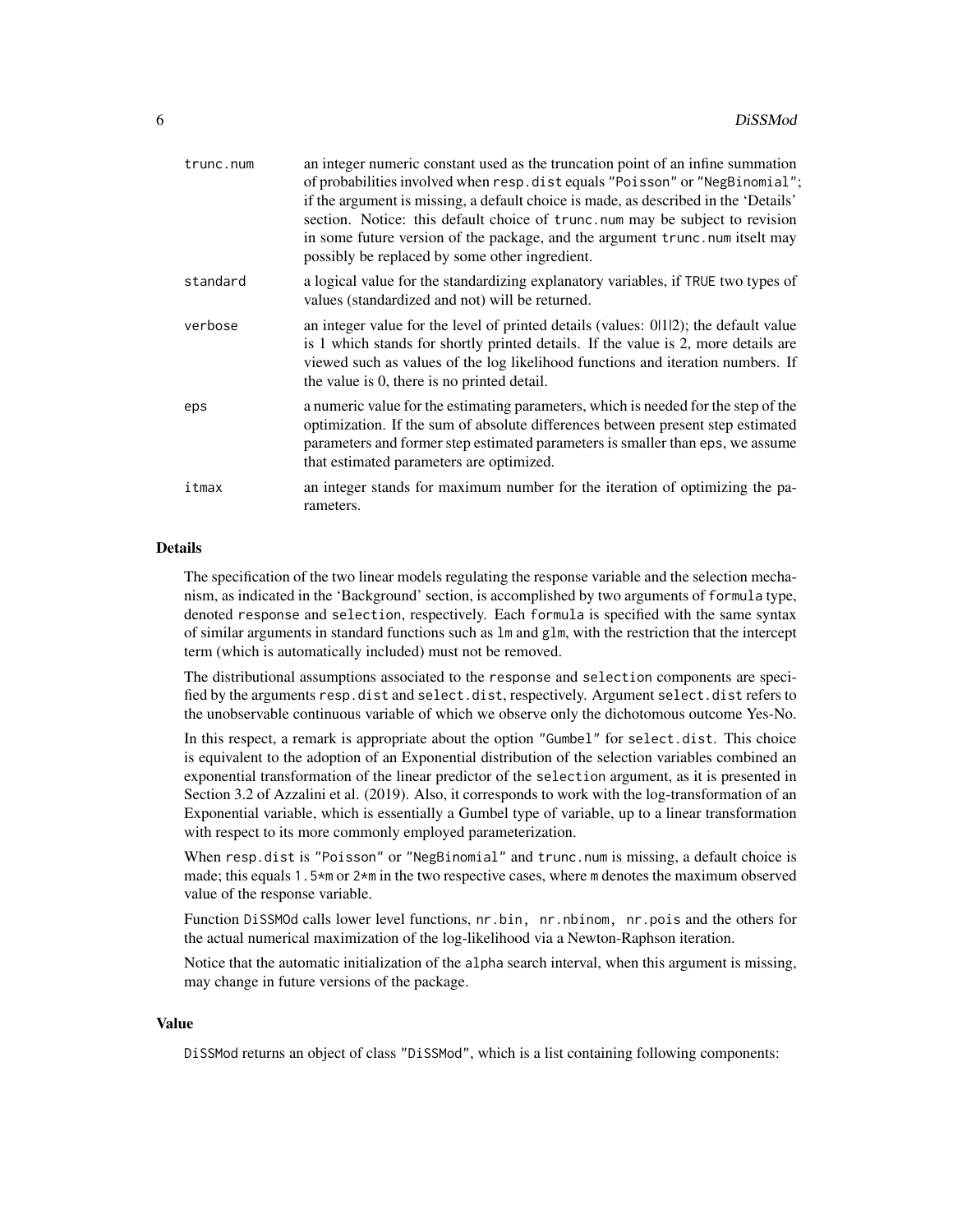| | |
|---|---|
| trunc.num | an integer numeric constant used as the truncation point of an infine summation of probabilities involved when resp.dist equals "Poisson" or "NegBinomial"; if the argument is missing, a default choice is made, as described in the 'Details' section. Notice: this default choice of trunc.num may be subject to revision in some future version of the package, and the argument trunc.num itselt may possibly be replaced by some other ingredient. |
| standard | a logical value for the standardizing explanatory variables, if TRUE two types of values (standardized and not) will be returned. |
| verbose | an integer value for the level of printed details (values: 0\|1\|2); the default value is 1 which stands for shortly printed details. If the value is 2, more details are viewed such as values of the log likelihood functions and iteration numbers. If the value is 0, there is no printed detail. |
| eps | a numeric value for the estimating parameters, which is needed for the step of the optimization. If the sum of absolute differences between present step estimated parameters and former step estimated parameters is smaller than eps, we assume that estimated parameters are optimized. |
| itmax | an integer stands for maximum number for the iteration of optimizing the parameters. |

## Details

The specification of the two linear models regulating the response variable and the selection mechanism, as indicated in the 'Background' section, is accomplished by two arguments of formula type, denoted response and selection, respectively. Each formula is specified with the same syntax of similar arguments in standard functions such as lm and glm, with the restriction that the intercept term (which is automatically included) must not be removed.

The distributional assumptions associated to the response and selection components are specified by the arguments resp.dist and select.dist, respectively. Argument select.dist refers to the unobservable continuous variable of which we observe only the dichotomous outcome Yes-No.

In this respect, a remark is appropriate about the option "Gumbel" for select.dist. This choice is equivalent to the adoption of an Exponential distribution of the selection variables combined an exponential transformation of the linear predictor of the selection argument, as it is presented in Section 3.2 of Azzalini et al. (2019). Also, it corresponds to work with the log-transformation of an Exponential variable, which is essentially a Gumbel type of variable, up to a linear transformation with respect to its more commonly employed parameterization.

When resp.dist is "Poisson" or "NegBinomial" and trunc.num is missing, a default choice is made; this equals 1.5*m or 2*m in the two respective cases, where m denotes the maximum observed value of the response variable.

Function DiSSMOd calls lower level functions, nr.bin, nr.nbinom, nr.pois and the others for the actual numerical maximization of the log-likelihood via a Newton-Raphson iteration.

Notice that the automatic initialization of the alpha search interval, when this argument is missing, may change in future versions of the package.

## Value

DiSSMod returns an object of class "DiSSMod", which is a list containing following components: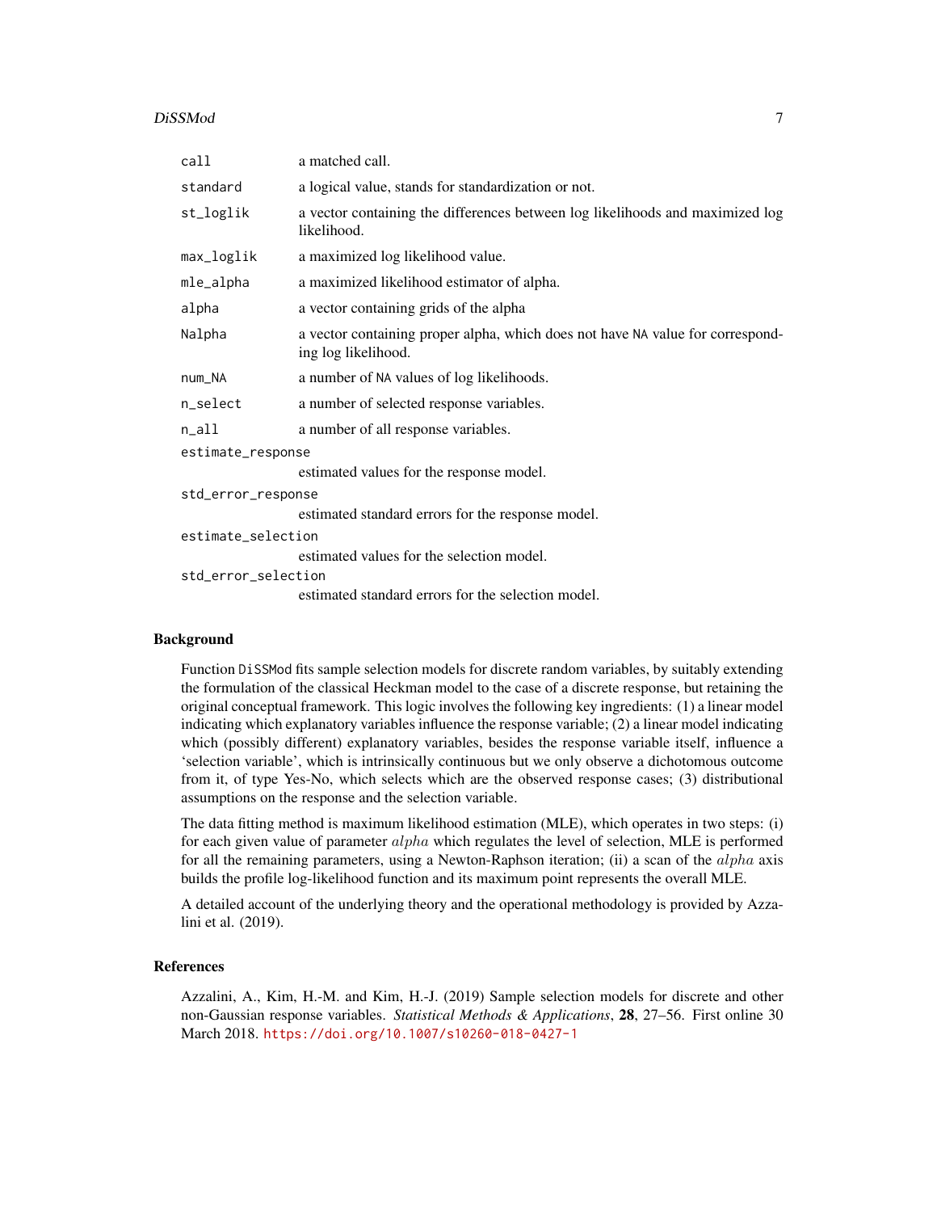| | |
|---|---|
| `call` | a matched call. |
| `standard` | a logical value, stands for standardization or not. |
| `st_loglik` | a vector containing the differences between log likelihoods and maximized log likelihood. |
| `max_loglik` | a maximized log likelihood value. |
| `mle_alpha` | a maximized likelihood estimator of alpha. |
| `alpha` | a vector containing grids of the alpha |
| `Nalpha` | a vector containing proper alpha, which does not have `NA` value for corresponding log likelihood. |
| `num_NA` | a number of `NA` values of log likelihoods. |
| `n_select` | a number of selected response variables. |
| `n_all` | a number of all response variables. |
| `estimate_response` | estimated values for the response model. |
| `std_error_response` | estimated standard errors for the response model. |
| `estimate_selection` | estimated values for the selection model. |
| `std_error_selection` | estimated standard errors for the selection model. |

## Background

Function `DiSSMod` fits sample selection models for discrete random variables, by suitably extending the formulation of the classical Heckman model to the case of a discrete response, but retaining the original conceptual framework. This logic involves the following key ingredients: (1) a linear model indicating which explanatory variables influence the response variable; (2) a linear model indicating which (possibly different) explanatory variables, besides the response variable itself, influence a 'selection variable', which is intrinsically continuous but we only observe a dichotomous outcome from it, of type Yes-No, which selects which are the observed response cases; (3) distributional assumptions on the response and the selection variable.

The data fitting method is maximum likelihood estimation (MLE), which operates in two steps: (i) for each given value of parameter $alpha$ which regulates the level of selection, MLE is performed for all the remaining parameters, using a Newton-Raphson iteration; (ii) a scan of the $alpha$ axis builds the profile log-likelihood function and its maximum point represents the overall MLE.

A detailed account of the underlying theory and the operational methodology is provided by Azzalini et al. (2019).

## References

Azzalini, A., Kim, H.-M. and Kim, H.-J. (2019) Sample selection models for discrete and other non-Gaussian response variables. *Statistical Methods & Applications*, **28**, 27–56. First online 30 March 2018. https://doi.org/10.1007/s10260-018-0427-1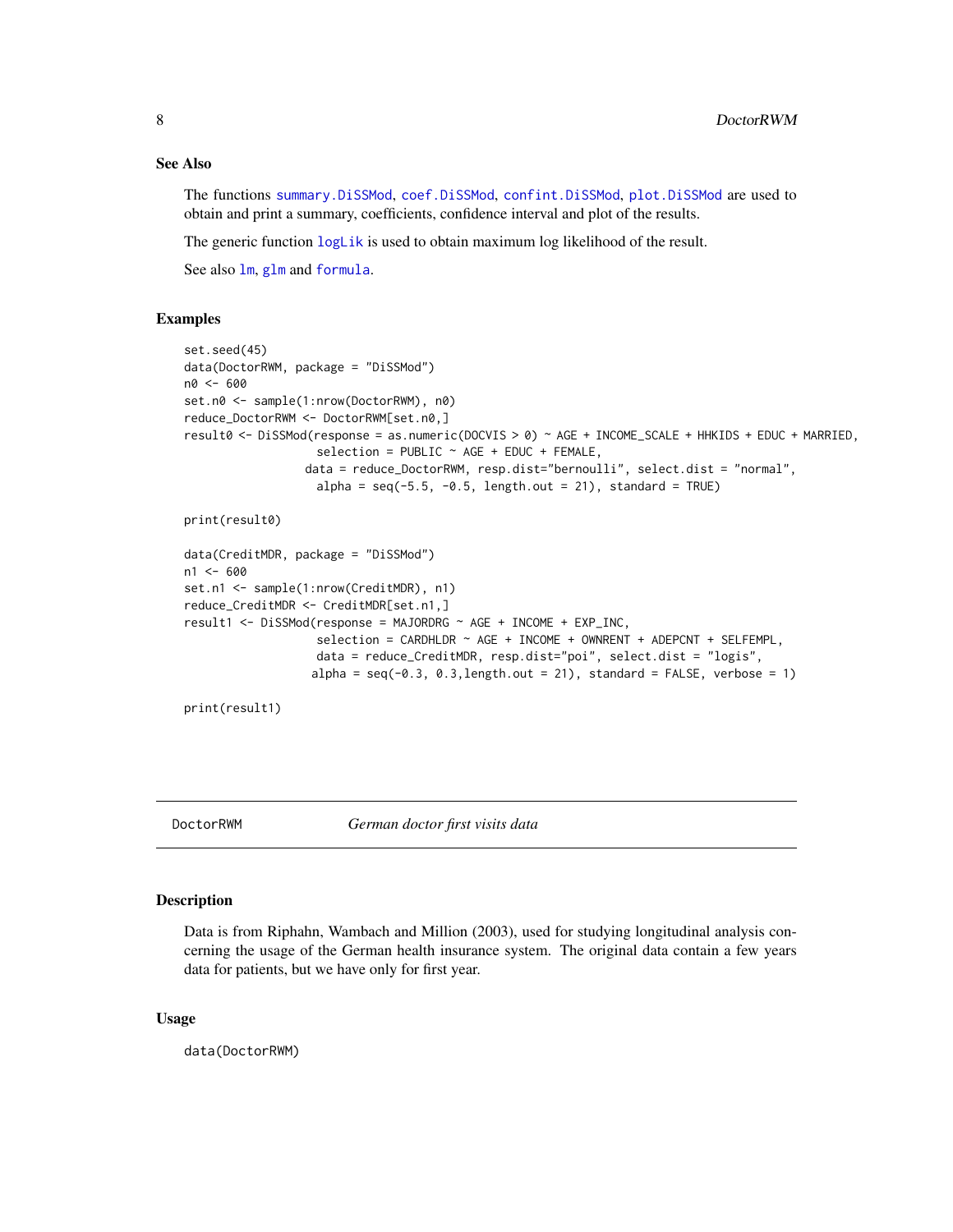### See Also

The functions summary.DiSSMod, coef.DiSSMod, confint.DiSSMod, plot.DiSSMod are used to obtain and print a summary, coefficients, confidence interval and plot of the results.

The generic function logLik is used to obtain maximum log likelihood of the result.

See also lm, glm and formula.

### Examples

```
set.seed(45)
data(DoctorRWM, package = "DiSSMod")
n0 <- 600
set.n0 <- sample(1:nrow(DoctorRWM), n0)
reduce_DoctorRWM <- DoctorRWM[set.n0,]
result0 <- DiSSMod(response = as.numeric(DOCVIS > 0) ~ AGE + INCOME_SCALE + HHKIDS + EDUC + MARRIED,
                   selection = PUBLIC ~ AGE + EDUC + FEMALE,
                 data = reduce_DoctorRWM, resp.dist="bernoulli", select.dist = "normal",
                   alpha = seq(-5.5, -0.5, length.out = 21), standard = TRUE)

print(result0)

data(CreditMDR, package = "DiSSMod")
n1 <- 600
set.n1 <- sample(1:nrow(CreditMDR), n1)
reduce_CreditMDR <- CreditMDR[set.n1,]
result1 <- DiSSMod(response = MAJORDRG ~ AGE + INCOME + EXP_INC,
                   selection = CARDHLDR ~ AGE + INCOME + OWNRENT + ADEPCNT + SELFEMPL,
                   data = reduce_CreditMDR, resp.dist="poi", select.dist = "logis",
                  alpha = seq(-0.3, 0.3,length.out = 21), standard = FALSE, verbose = 1)

print(result1)
```

---

DoctorRWM *German doctor first visits data*

---

### Description

Data is from Riphahn, Wambach and Million (2003), used for studying longitudinal analysis concerning the usage of the German health insurance system. The original data contain a few years data for patients, but we have only for first year.

### Usage

```
data(DoctorRWM)
```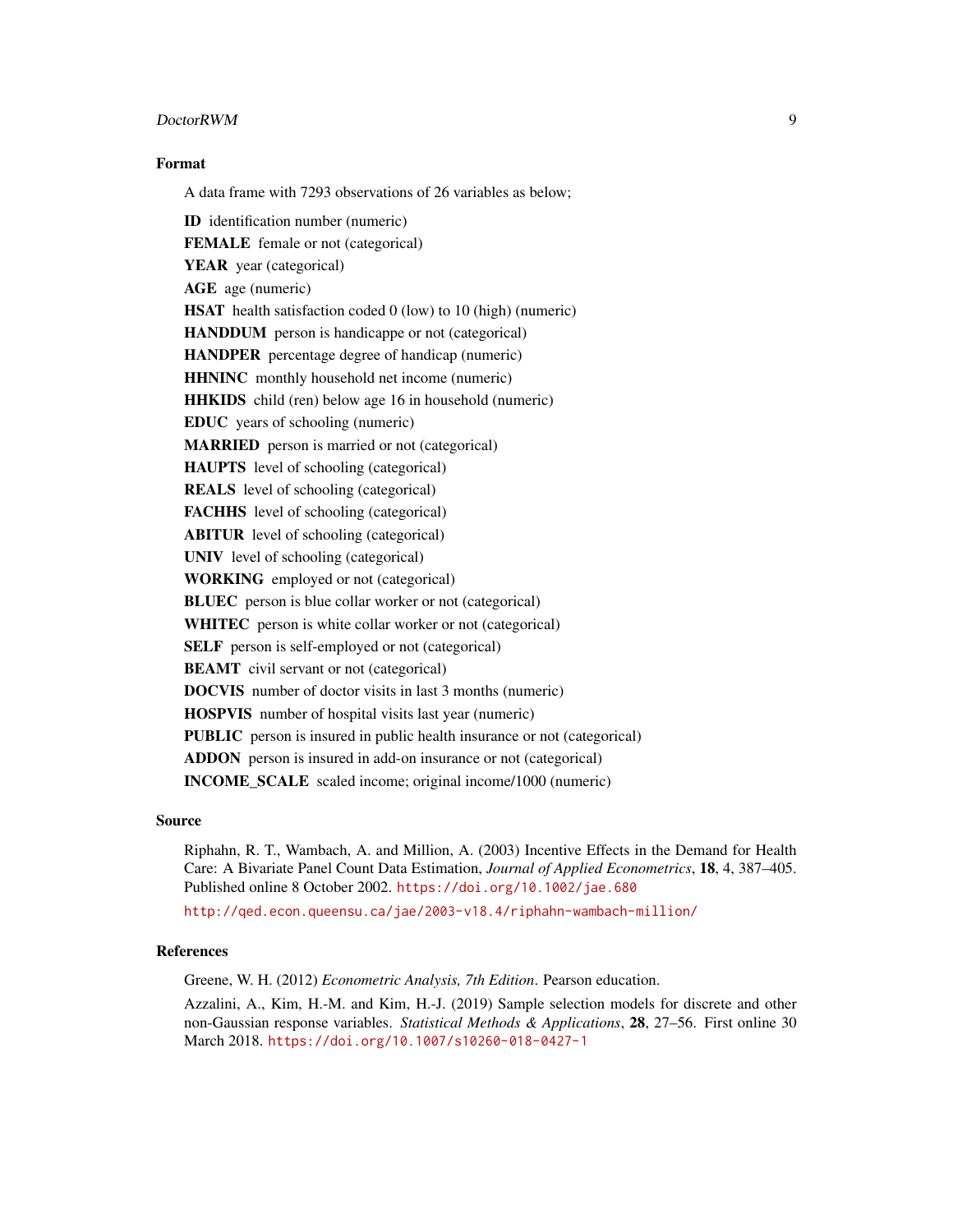### Format

A data frame with 7293 observations of 26 variables as below;

**ID** identification number (numeric)

**FEMALE** female or not (categorical)

**YEAR** year (categorical)

**AGE** age (numeric)

**HSAT** health satisfaction coded 0 (low) to 10 (high) (numeric)

**HANDDUM** person is handicappe or not (categorical)

**HANDPER** percentage degree of handicap (numeric)

**HHNINC** monthly household net income (numeric)

**HHKIDS** child (ren) below age 16 in household (numeric)

**EDUC** years of schooling (numeric)

**MARRIED** person is married or not (categorical)

**HAUPTS** level of schooling (categorical)

**REALS** level of schooling (categorical)

**FACHHS** level of schooling (categorical)

**ABITUR** level of schooling (categorical)

**UNIV** level of schooling (categorical)

**WORKING** employed or not (categorical)

**BLUEC** person is blue collar worker or not (categorical)

**WHITEC** person is white collar worker or not (categorical)

**SELF** person is self-employed or not (categorical)

**BEAMT** civil servant or not (categorical)

**DOCVIS** number of doctor visits in last 3 months (numeric)

**HOSPVIS** number of hospital visits last year (numeric)

**PUBLIC** person is insured in public health insurance or not (categorical)

**ADDON** person is insured in add-on insurance or not (categorical)

**INCOME_SCALE** scaled income; original income/1000 (numeric)

### Source

Riphahn, R. T., Wambach, A. and Million, A. (2003) Incentive Effects in the Demand for Health Care: A Bivariate Panel Count Data Estimation, *Journal of Applied Econometrics*, **18**, 4, 387–405. Published online 8 October 2002. https://doi.org/10.1002/jae.680

http://qed.econ.queensu.ca/jae/2003-v18.4/riphahn-wambach-million/

### References

Greene, W. H. (2012) *Econometric Analysis, 7th Edition*. Pearson education.

Azzalini, A., Kim, H.-M. and Kim, H.-J. (2019) Sample selection models for discrete and other non-Gaussian response variables. *Statistical Methods & Applications*, **28**, 27–56. First online 30 March 2018. https://doi.org/10.1007/s10260-018-0427-1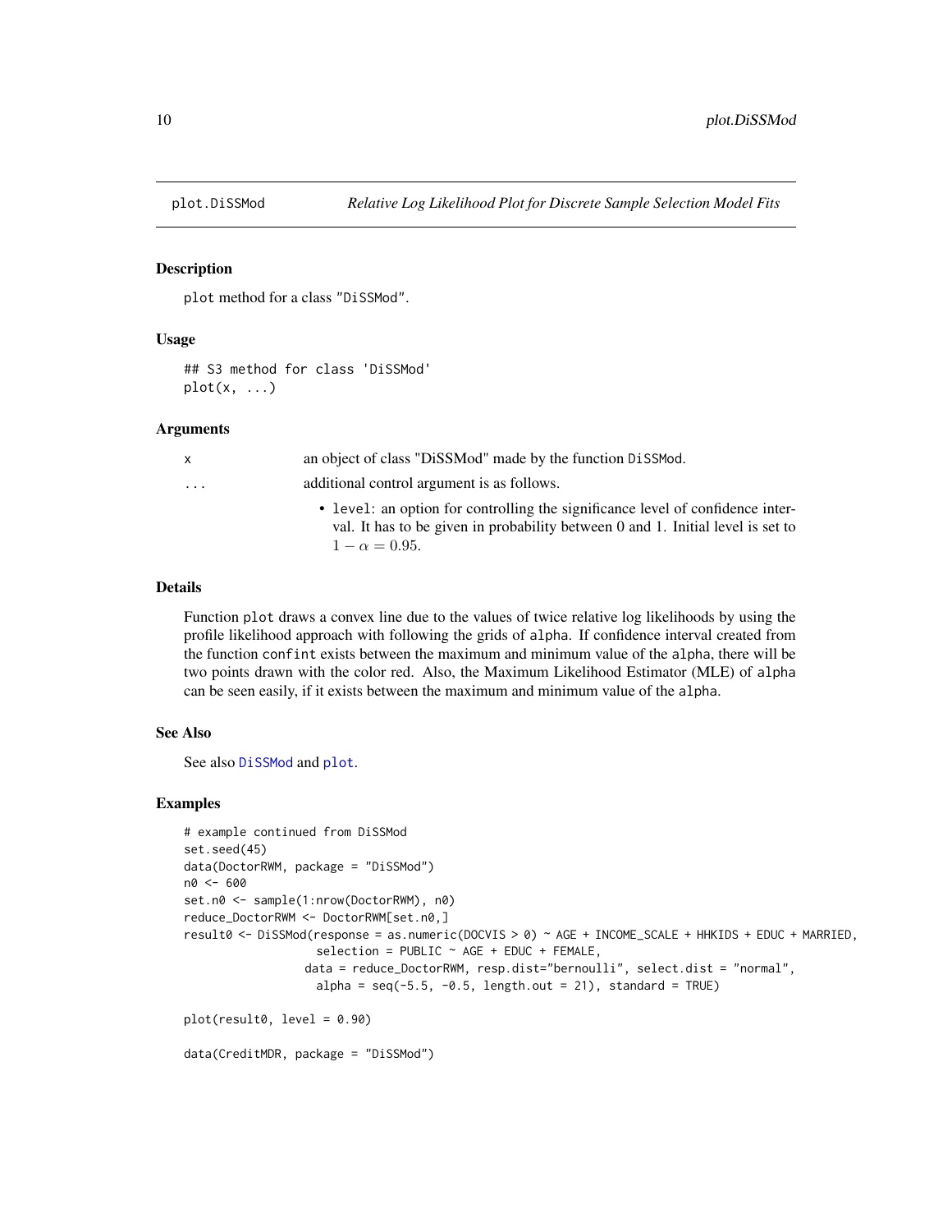plot.DiSSMod — *Relative Log Likelihood Plot for Discrete Sample Selection Model Fits*

## Description

plot method for a class "DiSSMod".

## Usage

```
## S3 method for class 'DiSSMod'
plot(x, ...)
```

## Arguments

| | |
|---|---|
| x | an object of class "DiSSMod" made by the function DiSSMod. |
| ... | additional control argument is as follows.<br>• level: an option for controlling the significance level of confidence interval. It has to be given in probability between 0 and 1. Initial level is set to $1 - \alpha = 0.95$. |

## Details

Function plot draws a convex line due to the values of twice relative log likelihoods by using the profile likelihood approach with following the grids of alpha. If confidence interval created from the function confint exists between the maximum and minimum value of the alpha, there will be two points drawn with the color red. Also, the Maximum Likelihood Estimator (MLE) of alpha can be seen easily, if it exists between the maximum and minimum value of the alpha.

## See Also

See also DiSSMod and plot.

## Examples

```
# example continued from DiSSMod
set.seed(45)
data(DoctorRWM, package = "DiSSMod")
n0 <- 600
set.n0 <- sample(1:nrow(DoctorRWM), n0)
reduce_DoctorRWM <- DoctorRWM[set.n0,]
result0 <- DiSSMod(response = as.numeric(DOCVIS > 0) ~ AGE + INCOME_SCALE + HHKIDS + EDUC + MARRIED,
                  selection = PUBLIC ~ AGE + EDUC + FEMALE,
                 data = reduce_DoctorRWM, resp.dist="bernoulli", select.dist = "normal",
                  alpha = seq(-5.5, -0.5, length.out = 21), standard = TRUE)

plot(result0, level = 0.90)

data(CreditMDR, package = "DiSSMod")
```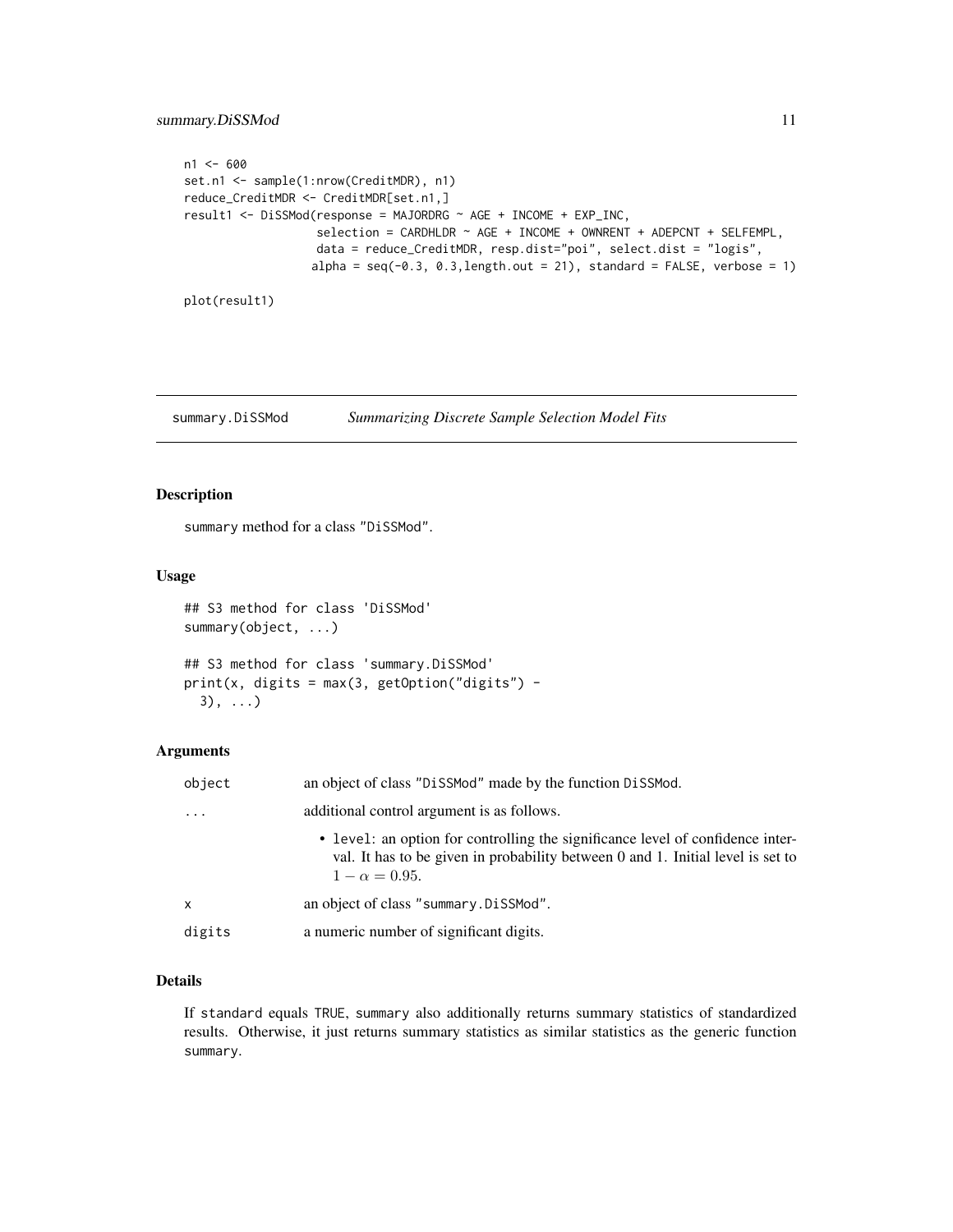```
n1 <- 600
set.n1 <- sample(1:nrow(CreditMDR), n1)
reduce_CreditMDR <- CreditMDR[set.n1,]
result1 <- DiSSMod(response = MAJORDRG ~ AGE + INCOME + EXP_INC,
                  selection = CARDHLDR ~ AGE + INCOME + OWNRENT + ADEPCNT + SELFEMPL,
                  data = reduce_CreditMDR, resp.dist="poi", select.dist = "logis",
                 alpha = seq(-0.3, 0.3,length.out = 21), standard = FALSE, verbose = 1)

plot(result1)
```

---

## summary.DiSSMod *Summarizing Discrete Sample Selection Model Fits*

---

### Description

summary method for a class "DiSSMod".

### Usage

```
## S3 method for class 'DiSSMod'
summary(object, ...)

## S3 method for class 'summary.DiSSMod'
print(x, digits = max(3, getOption("digits") -
  3), ...)
```

### Arguments

| | |
|---|---|
| object | an object of class "DiSSMod" made by the function DiSSMod. |
| ... | additional control argument is as follows. • level: an option for controlling the significance level of confidence interval. It has to be given in probability between 0 and 1. Initial level is set to $1 - \alpha = 0.95$. |
| x | an object of class "summary.DiSSMod". |
| digits | a numeric number of significant digits. |

### Details

If standard equals TRUE, summary also additionally returns summary statistics of standardized results. Otherwise, it just returns summary statistics as similar statistics as the generic function summary.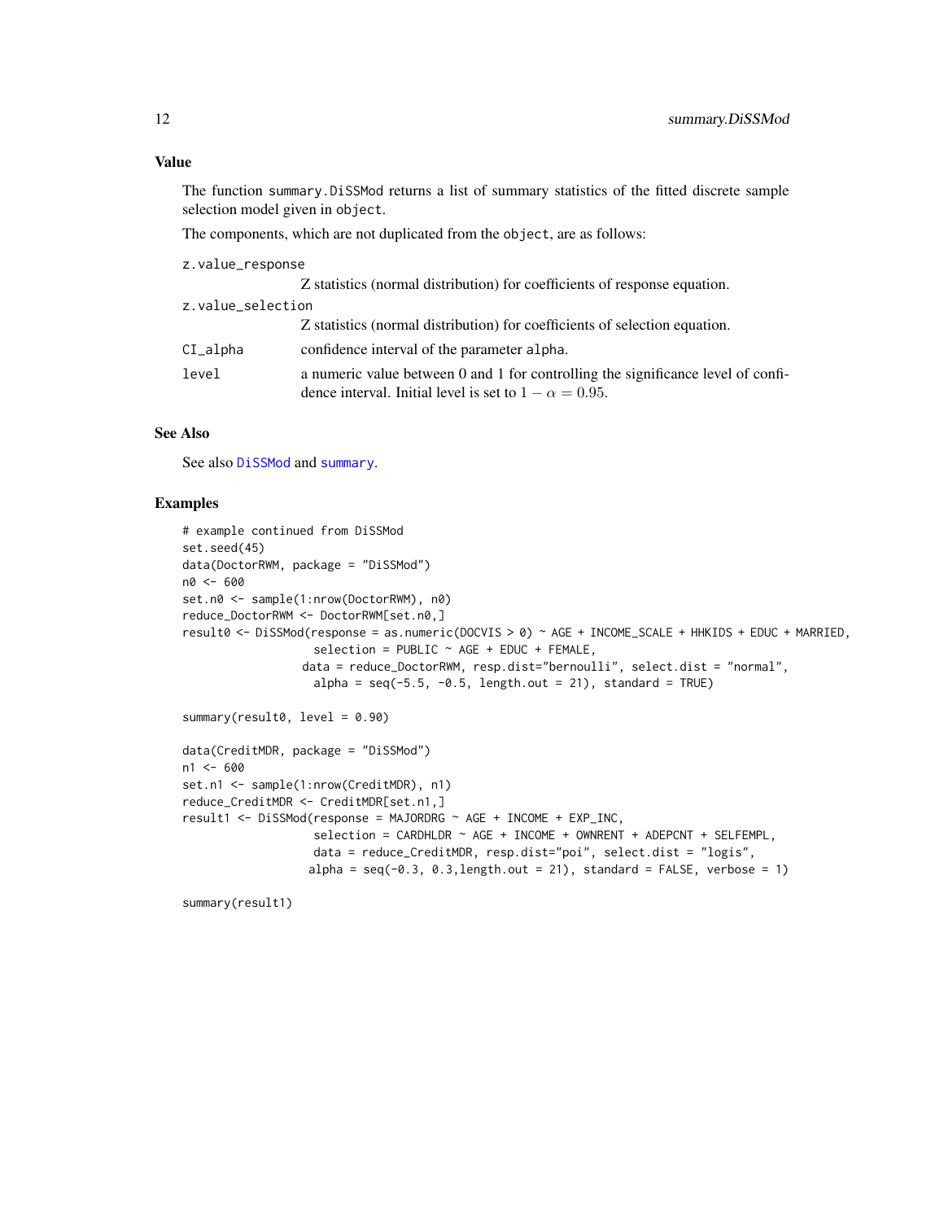## Value

The function summary.DiSSMod returns a list of summary statistics of the fitted discrete sample selection model given in object.

The components, which are not duplicated from the object, are as follows:

z.value_response
: Z statistics (normal distribution) for coefficients of response equation.

z.value_selection
: Z statistics (normal distribution) for coefficients of selection equation.

CI_alpha
: confidence interval of the parameter alpha.

level
: a numeric value between 0 and 1 for controlling the significance level of confidence interval. Initial level is set to $1 - \alpha = 0.95$.

## See Also

See also DiSSMod and summary.

## Examples

```
# example continued from DiSSMod
set.seed(45)
data(DoctorRWM, package = "DiSSMod")
n0 <- 600
set.n0 <- sample(1:nrow(DoctorRWM), n0)
reduce_DoctorRWM <- DoctorRWM[set.n0,]
result0 <- DiSSMod(response = as.numeric(DOCVIS > 0) ~ AGE + INCOME_SCALE + HHKIDS + EDUC + MARRIED,
                   selection = PUBLIC ~ AGE + EDUC + FEMALE,
                 data = reduce_DoctorRWM, resp.dist="bernoulli", select.dist = "normal",
                   alpha = seq(-5.5, -0.5, length.out = 21), standard = TRUE)

summary(result0, level = 0.90)

data(CreditMDR, package = "DiSSMod")
n1 <- 600
set.n1 <- sample(1:nrow(CreditMDR), n1)
reduce_CreditMDR <- CreditMDR[set.n1,]
result1 <- DiSSMod(response = MAJORDRG ~ AGE + INCOME + EXP_INC,
                   selection = CARDHLDR ~ AGE + INCOME + OWNRENT + ADEPCNT + SELFEMPL,
                   data = reduce_CreditMDR, resp.dist="poi", select.dist = "logis",
                  alpha = seq(-0.3, 0.3,length.out = 21), standard = FALSE, verbose = 1)

summary(result1)
```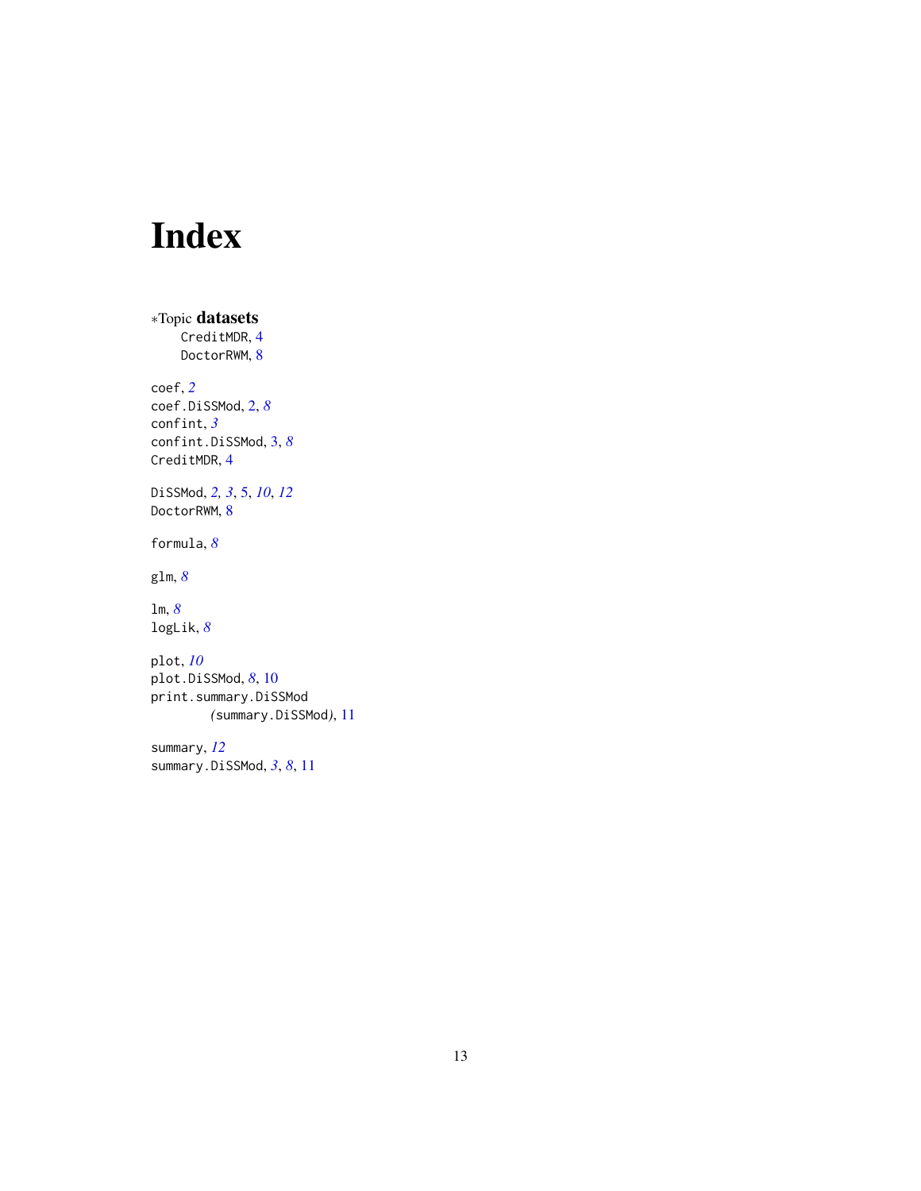# Index

*Topic **datasets**
- CreditMDR, 4
- DoctorRWM, 8

coef, *2*
coef.DiSSMod, 2, *8*
confint, *3*
confint.DiSSMod, 3, *8*
CreditMDR, 4

DiSSMod, *2, 3*, 5, *10*, *12*
DoctorRWM, 8

formula, *8*

glm, *8*

lm, *8*
logLik, *8*

plot, *10*
plot.DiSSMod, *8*, 10
print.summary.DiSSMod
    *(*summary.DiSSMod*)*, 11

summary, *12*
summary.DiSSMod, *3*, *8*, 11